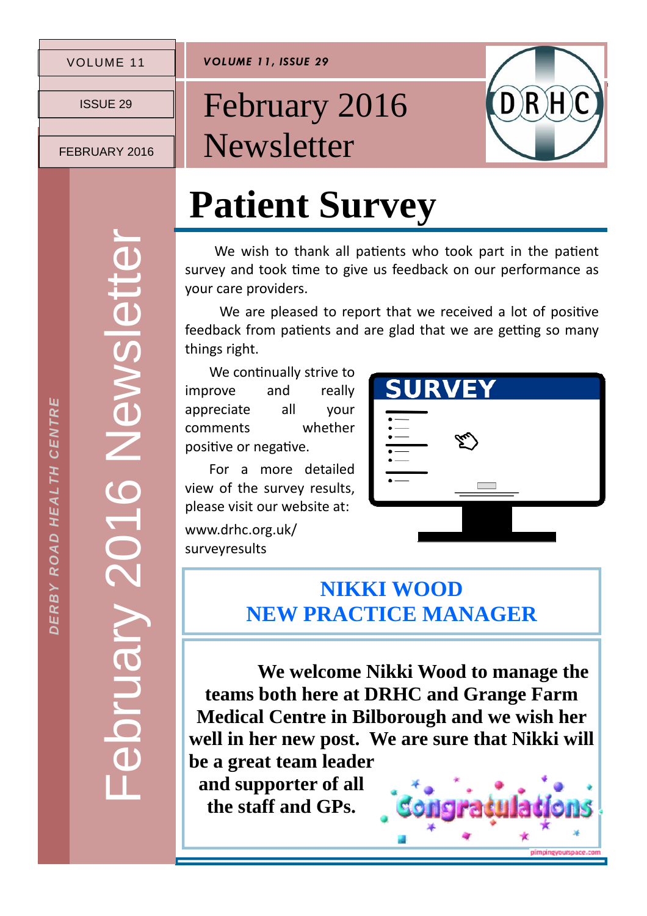# February 2016 Newsletter

DERBY ROAD HEALTH CENTRE

VOLUME 11

ISSUE 29

FEBRUARY 2016

## Patient Survey

We wish to thank all patients who took part in the patient survey and took time to give us feedback on our performance as your care providers.

We are pleased to report that we received a lot of positive feedback from patients and are glad that we are getting so many things right.

We continually strive to improve and really appreciate all your comments whether positive or negative.

For a more detailed view of the survey results, please visit our website at: www.drhc.org.uk/surveyresults

## NIKKI WOOD
## NEW PRACTICE MANAGER

**We welcome Nikki Wood to manage the teams both here at DRHC and Grange Farm Medical Centre in Bilborough and we wish her well in her new post. We are sure that Nikki will be a great team leader and supporter of all the staff and GPs.**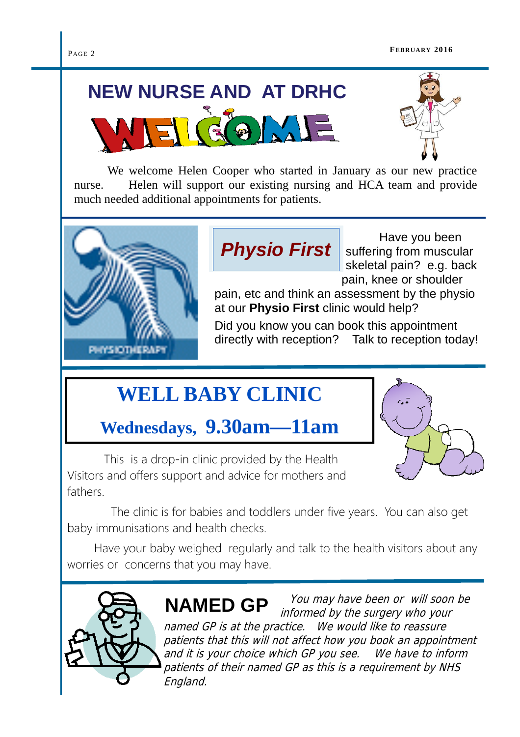# NEW NURSE AND AT DRHC

WELCOME

We welcome Helen Cooper who started in January as our new practice nurse. Helen will support our existing nursing and HCA team and provide much needed additional appointments for patients.

## *Physio First*

Have you been suffering from muscular skeletal pain? e.g. back pain, knee or shoulder pain, etc and think an assessment by the physio at our **Physio First** clinic would help?

Did you know you can book this appointment directly with reception? Talk to reception today!

## WELL BABY CLINIC

### Wednesdays, 9.30am—11am

This is a drop-in clinic provided by the Health Visitors and offers support and advice for mothers and fathers.

The clinic is for babies and toddlers under five years. You can also get baby immunisations and health checks.

Have your baby weighed regularly and talk to the health visitors about any worries or concerns that you may have.

## NAMED GP

*You may have been or will soon be informed by the surgery who your named GP is at the practice. We would like to reassure patients that this will not affect how you book an appointment and it is your choice which GP you see. We have to inform patients of their named GP as this is a requirement by NHS England.*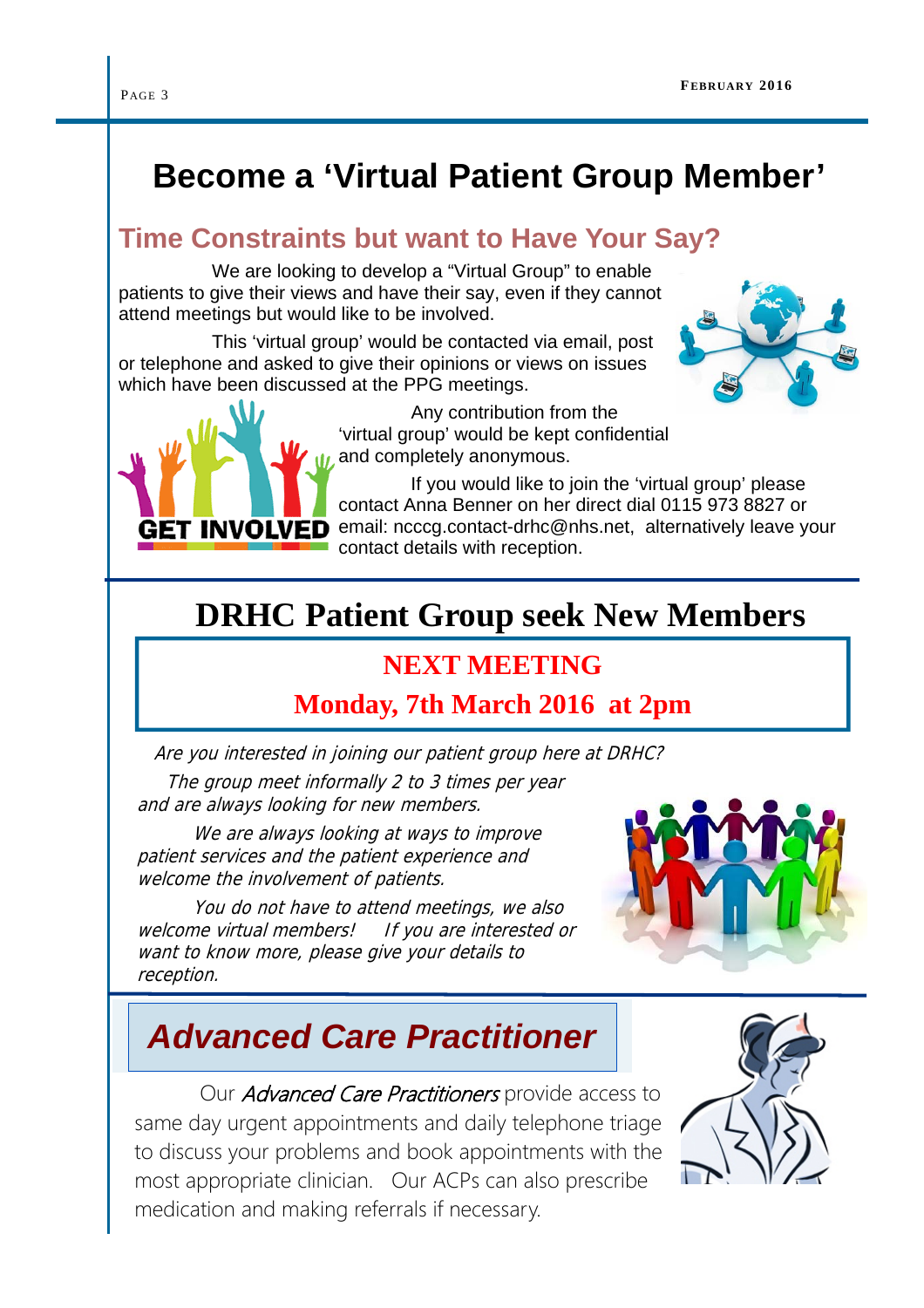# Become a 'Virtual Patient Group Member'

## Time Constraints but want to Have Your Say?

We are looking to develop a "Virtual Group" to enable patients to give their views and have their say, even if they cannot attend meetings but would like to be involved.

This 'virtual group' would be contacted via email, post or telephone and asked to give their opinions or views on issues which have been discussed at the PPG meetings.

Any contribution from the 'virtual group' would be kept confidential and completely anonymous.

If you would like to join the 'virtual group' please contact Anna Benner on her direct dial 0115 973 8827 or email: ncccg.contact-drhc@nhs.net, alternatively leave your contact details with reception.

# DRHC Patient Group seek New Members

**NEXT MEETING**

**Monday, 7th March 2016 at 2pm**

*Are you interested in joining our patient group here at DRHC?*

*The group meet informally 2 to 3 times per year and are always looking for new members.*

*We are always looking at ways to improve patient services and the patient experience and welcome the involvement of patients.*

*You do not have to attend meetings, we also welcome virtual members! If you are interested or want to know more, please give your details to reception.*

## *Advanced Care Practitioner*

Our *Advanced Care Practitioners* provide access to same day urgent appointments and daily telephone triage to discuss your problems and book appointments with the most appropriate clinician. Our ACPs can also prescribe medication and making referrals if necessary.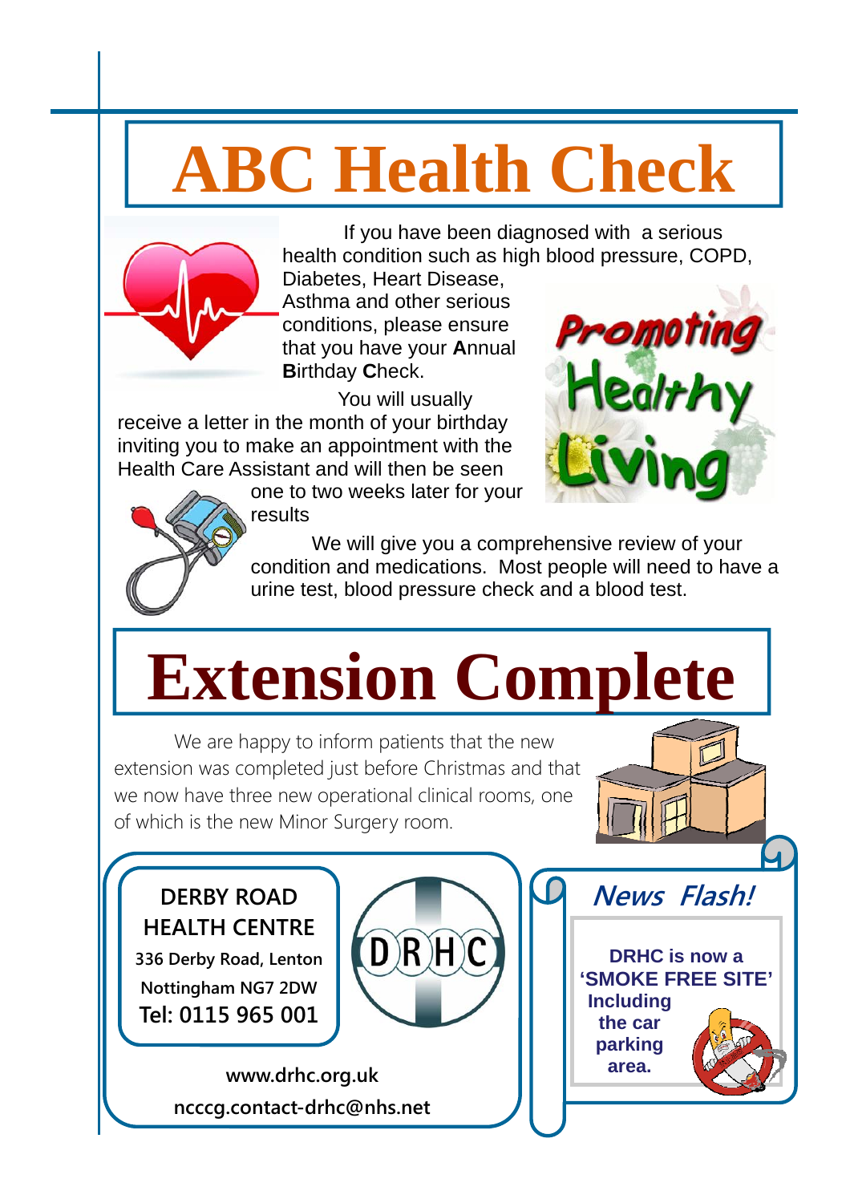# ABC Health Check

If you have been diagnosed with a serious health condition such as high blood pressure, COPD, Diabetes, Heart Disease, Asthma and other serious conditions, please ensure that you have your **A**nnual **B**irthday **C**heck.

You will usually receive a letter in the month of your birthday inviting you to make an appointment with the Health Care Assistant and will then be seen one to two weeks later for your results

We will give you a comprehensive review of your condition and medications. Most people will need to have a urine test, blood pressure check and a blood test.

# Extension Complete

We are happy to inform patients that the new extension was completed just before Christmas and that we now have three new operational clinical rooms, one of which is the new Minor Surgery room.

**DERBY ROAD HEALTH CENTRE**

**336 Derby Road, Lenton**

**Nottingham NG7 2DW**

**Tel: 0115 965 001**

**www.drhc.org.uk**

**ncccg.contact-drhc@nhs.net**

## *News Flash!*

**DRHC is now a 'SMOKE FREE SITE' Including the car parking area.**